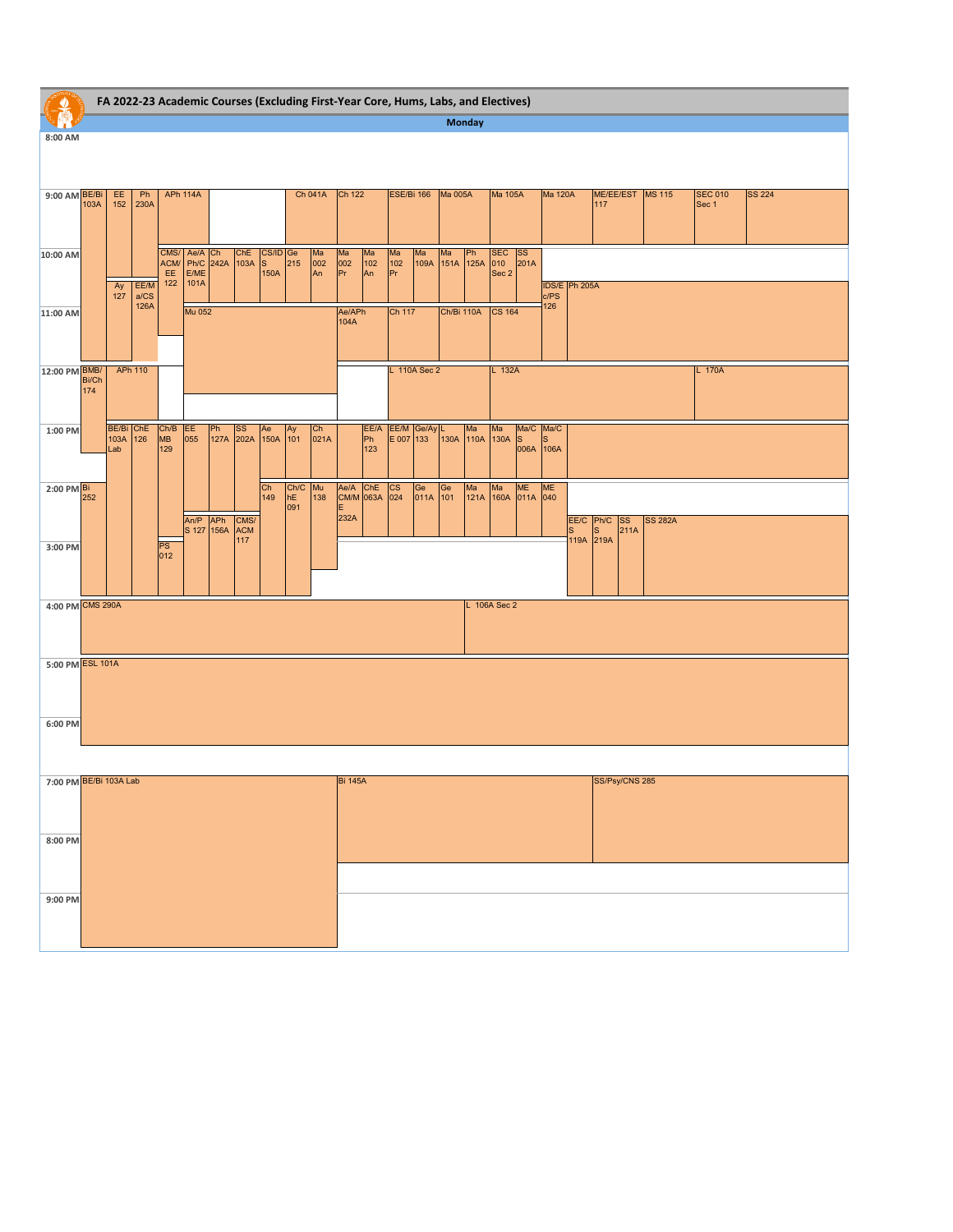## FA 2022-23 Academic Courses (Excluding First-Year Core, Hums, Labs, and Electives)

**Monday**

8:00 AM

9:00 AM

BE/Bi 103A
EE 152
Ph 230A
APh 114A
Ch 041A
Ch 122
ESE/Bi 166
Ma 005A
Ma 105A
Ma 120A
ME/EE/EST 117
MS 115
SEC 010 Sec 1
SS 224

10:00 AM

CMS/ACM/EE 122
Ae/APh/CE/ME 101A
Ch 242A
ChE 103A
CS/IDS 150A
Ge 215
Ma 002 An
Ma 002 Pr
Ma 102 An
Ma 102 Pr
Ma 109A
Ma 151A
Ph 125A
SEC 010 Sec 2
SS 201A
Ay 127
EE/Ma/CS 126A
IDS/Ec/PS 126
Ph 205A

11:00 AM

Mu 052
Ae/APh 104A
Ch 117
Ch/Bi 110A
CS 164

12:00 PM

BMB/Bi/Ch 174
APh 110
L 110A Sec 2
L 132A
L 170A

1:00 PM

BE/Bi 103A Lab
ChE 126
Ch/BMB 129
EE 055
Ph 127A
SS 202A
Ae 150A
Ay 101
Ch 021A
EE/APh 123
EE/ME 007
Ge/Ay 133
L 130A
Ma 110A
Ma 130A
Ma/CS 006A
Ma/CS 106A

2:00 PM

Bi 252
Ch 149
Ch/ChE 091
Mu 138
Ae/ACM/ME 232A
ChE 063A
CS 024
Ge 011A
Ge 101
Ma 121A
Ma 160A
ME 011A
ME 040
An/PS 127
APh 156A
CMS/ACM 117
EE/CS 119A
Ph/CS 219A
SS 211A
SS 282A

3:00 PM

PS 012

4:00 PM

CMS 290A
L 106A Sec 2

5:00 PM

ESL 101A

6:00 PM

7:00 PM

BE/Bi 103A Lab
Bi 145A
SS/Psy/CNS 285

8:00 PM

9:00 PM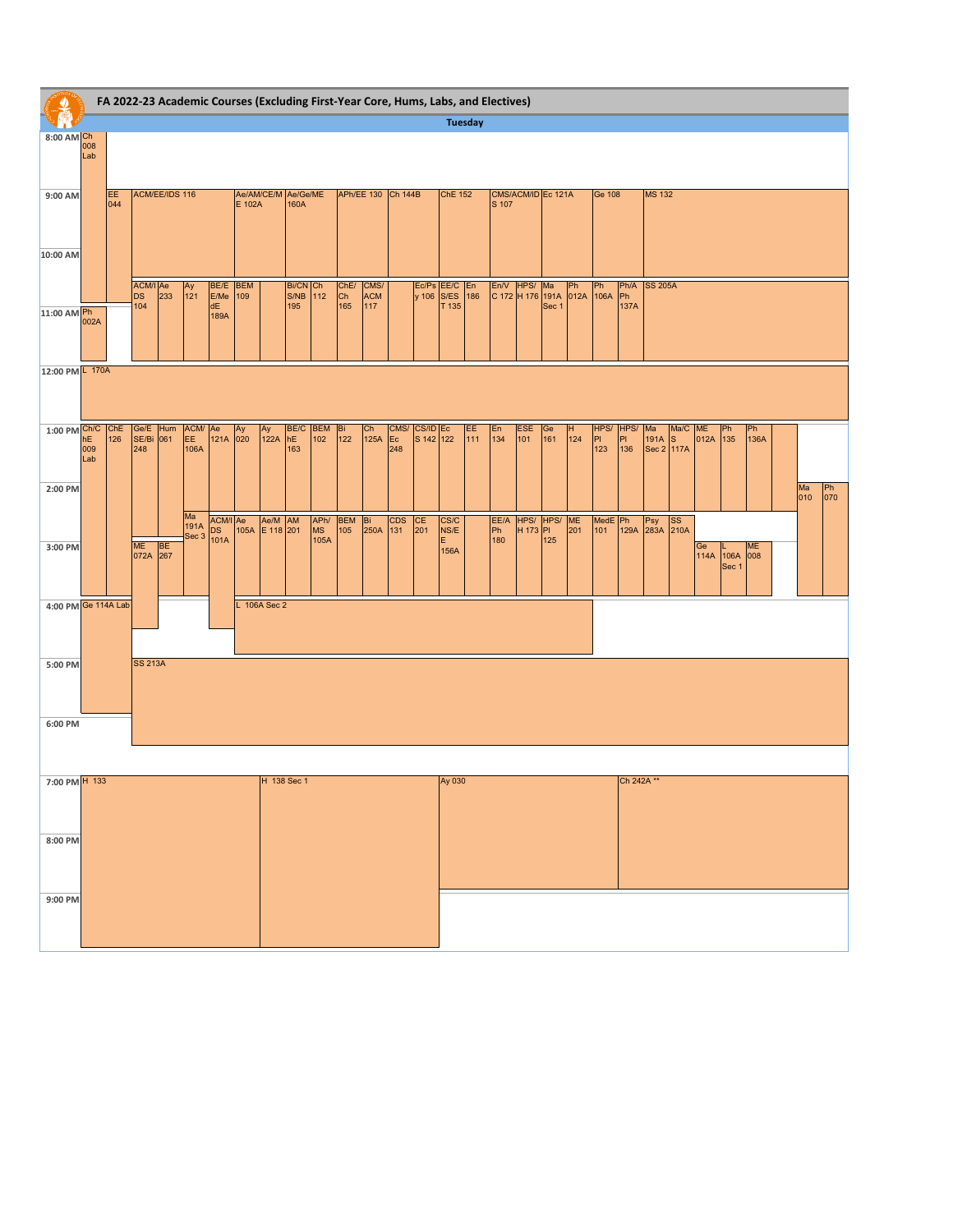# FA 2022-23 Academic Courses (Excluding First-Year Core, Hums, Labs, and Electives)

## Tuesday

**8:00 AM**
- Ch 008 Lab

**9:00 AM**
- EE 044
- ACM/EE/IDS 116
- Ae/AM/CE/ME 102A
- Ae/Ge/ME 160A
- APh/EE 130
- Ch 144B
- ChE 152
- CMS/ACM/IDS 107
- Ec 121A
- Ge 108
- MS 132

**10:00 AM – 11:00 AM**
- ACM/IDS 104
- Ae 233
- Ay 121
- BE/EE/MedE 189A
- BEM 109
- Bi/CNS/NB 195
- Ch 112
- ChE/Ch 165
- CMS/ACM 117
- Ec/Psy 106
- EE/CS/EST 135
- En 186
- En/VC 172
- HPS/H 176
- Ma 191A Sec 1
- Ph 012A
- Ph 106A
- Ph/APh 137A
- SS 205A

**11:00 AM**
- Ph 002A

**12:00 PM**
- L 170A

**1:00 PM**
- Ch/ChE 009 Lab
- ChE 126
- Ge/ESE/Bi 248
- Hum 061
- ACM/EE 106A
- Ae 121A
- Ay 020
- Ay 122A
- BE/ChE 163
- BEM 102
- Bi 122
- Ch 125A
- CMS/Ec 248
- CS/IDS 142
- Ec 122
- EE 111
- En 134
- ESE 101
- Ge 161
- H 124
- HPS/Pl 123
- HPS/Pl 136
- Ma 191A Sec 2
- Ma/CS 117A
- ME 012A
- Ph 135
- Ph 136A

**2:00 PM**
- Ma 010
- Ph 070
- Ma 191A Sec 3
- ACM/IDS 101A
- Ae 105A
- Ae/ME 118
- AM 201
- APh/MS 105A
- BEM 105
- Bi 250A
- CDS 131
- CE 201
- CS/CNS/EE 156A
- EE/APh 180
- HPS/H 173
- HPS/Pl 125
- ME 201
- MedE 101
- Ph 129A
- Psy 283A
- SS 210A

**3:00 PM**
- ME 072A
- BE 267
- Ge 114A
- L 106A Sec 1
- ME 008

**4:00 PM**
- Ge 114A Lab
- L 106A Sec 2

**5:00 PM**
- SS 213A

**7:00 PM**
- H 133
- H 138 Sec 1
- Ay 030
- Ch 242A **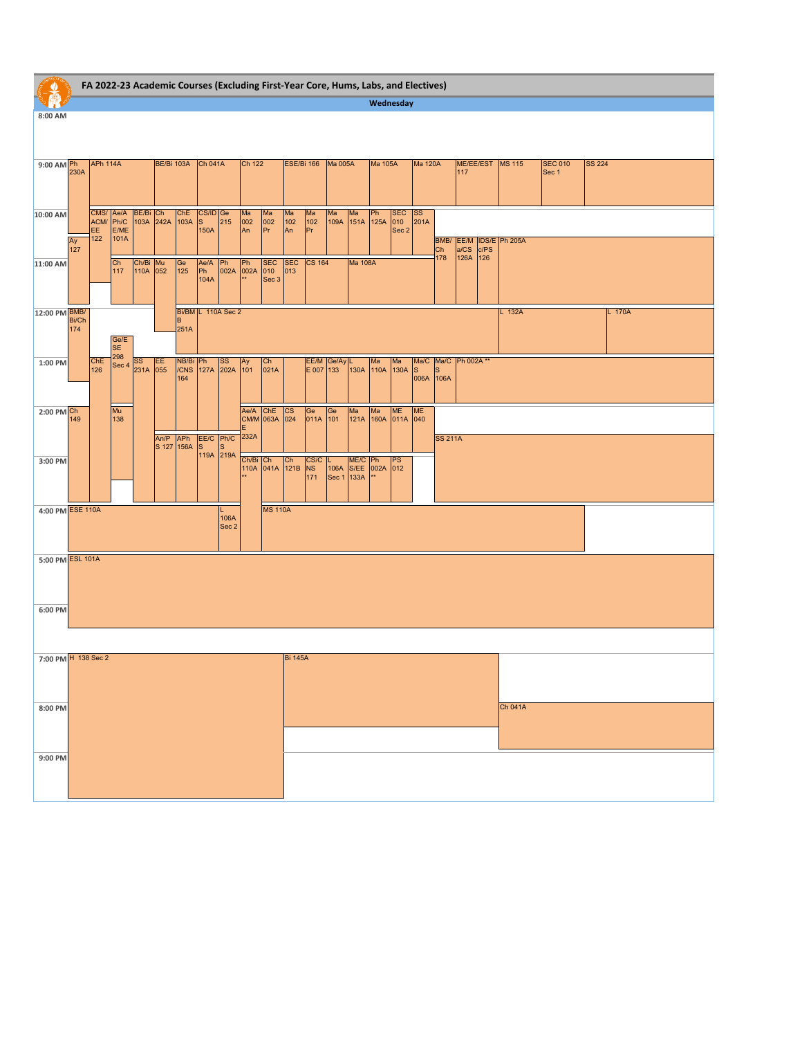# FA 2022-23 Academic Courses (Excluding First-Year Core, Hums, Labs, and Electives)

## Wednesday

| Time | Courses |
|---|---|
| 8:00 AM | |
| 9:00 AM | Ph 230A, APh 114A, BE/Bi 103A, Ch 041A, Ch 122, ESE/Bi 166, Ma 005A, Ma 105A, Ma 120A, ME/EE/EST 117, MS 115, SEC 010 Sec 1, SS 224 |
| 10:00 AM | Ay 127, CMS/ACM/EE 122, Ae/APh/CE/ME 101A, BE/Bi 103A, Ch 242A, ChE 103A, CS/IDS 150A, Ge 215, Ma 002 An, Ma 002 Pr, Ma 102 An, Ma 102 Pr, Ma 109A, Ma 151A, Ph 125A, SEC 010 Sec 2, SS 201A, BMB/Ch 178, EE/Ma/CS 126A, IDS/Ec/PS 126, Ph 205A |
| 11:00 AM | Ch 117, Ch/Bi 110A, Mu 052, Ge 125, Ae/APh 104A, Ph 002A, Ph 002A **, SEC 010 Sec 3, SEC 013, CS 164, Ma 108A |
| 12:00 PM | BMB/Bi/Ch 174, Ge/ESE 298 Sec 4, Bi/BMB 251A, L 110A Sec 2, L 132A, L 170A |
| 1:00 PM | ChE 126, SS 231A, EE 055, NB/Bi/CNS 164, Ph 127A, SS 202A, Ay 101, Ch 021A, EE/ME 007, Ge/Ay 133, L 130A, Ma 110A, Ma 130A, Ma/CS 006A, Ma/CS 106A, Ph 002A ** |
| 2:00 PM | Ch 149, Mu 138, An/PS 127, APh 156A, EE/CS 119A, Ph/CS 219A, Ae/ACM/ME 232A, ChE 063A, CS 024, Ge 011A, Ge 101, Ma 121A, Ma 160A, ME 011A, ME 040, SS 211A |
| 3:00 PM | Ch/Bi 110A **, Ch 041A, Ch 121B, CS/CNS 171, L 106A Sec 1, ME/CS/EE 133A, Ph 002A **, PS 012 |
| 4:00 PM | ESE 110A, L 106A Sec 2, MS 110A |
| 5:00 PM | ESL 101A |
| 6:00 PM | |
| 7:00 PM | H 138 Sec 2, Bi 145A |
| 8:00 PM | Ch 041A |
| 9:00 PM | |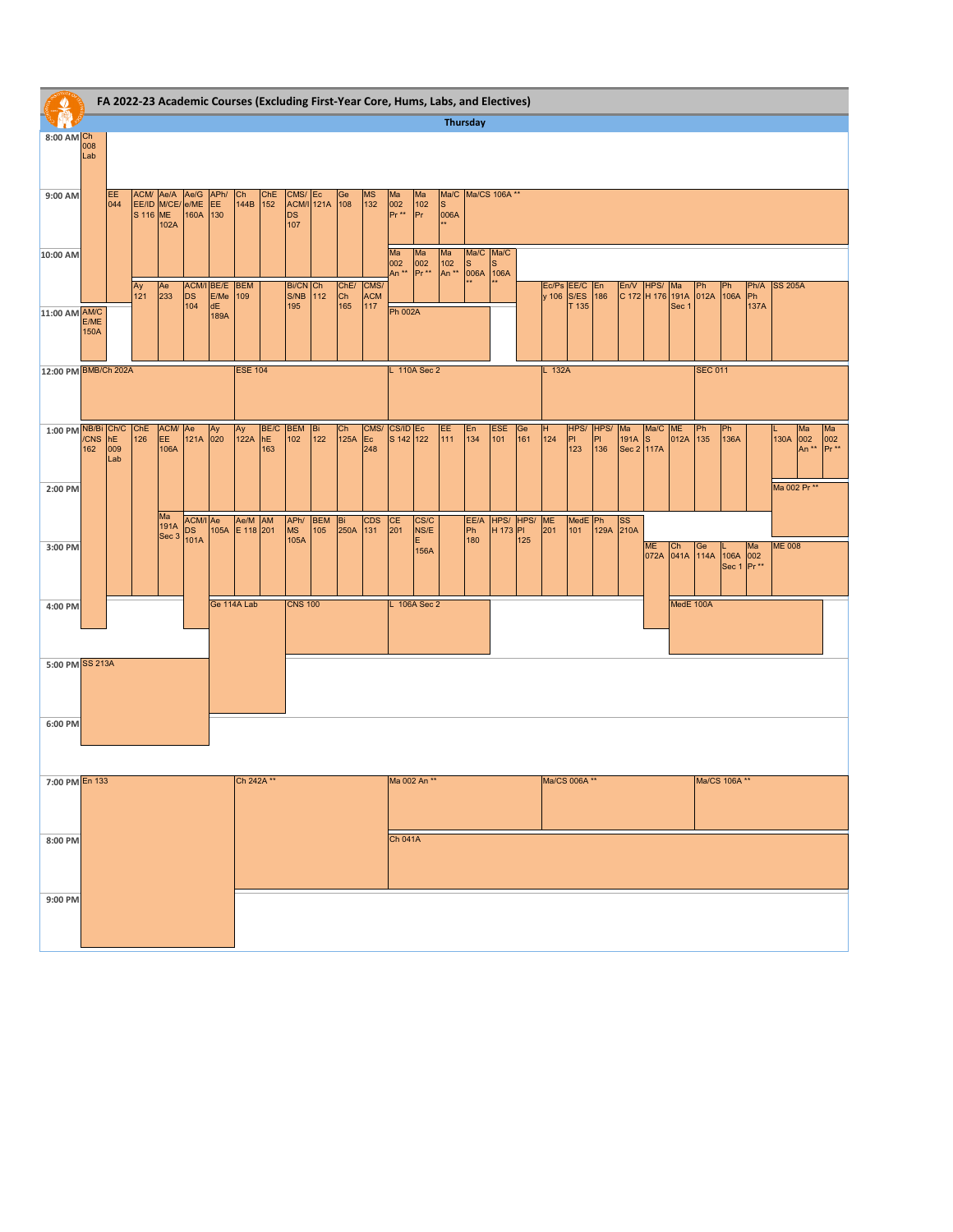## FA 2022-23 Academic Courses (Excluding First-Year Core, Hums, Labs, and Electives)

### Thursday

| Time | Courses |
|---|---|
| 8:00 AM | Ch 008 Lab |
| 9:00 AM | EE 044; ACM/EE/IDS 116; Ae/AM/CE/ME 102A; Ae/Ge/ME 160A; APh/EE 130; Ch 144B; ChE 152; CMS/ACM/IDS 107; Ec 121A; Ge 108; MS 132; Ma 002 Pr **; Ma 102 Pr; Ma/CS 006A **; Ma/CS 106A ** |
| 10:00 AM | Ma 002 An **; Ma 002 Pr **; Ma 102 An **; Ma/CS 006A **; Ma/CS 106A **; Ay 121; Ae 233; ACM/IDS 104; BE/EE/MedE 189A; BEM 109; Bi/CNS/NB 195; Ch 112; ChE/Ch 165; CMS/ACM 117; Ec/Psy 106; EE/CS/EST 135; En 186; En/Vc 172; HPS/H 176; Ma 191A Sec 1; Ph 012A; Ph 106A; Ph/APh 137A; SS 205A |
| 11:00 AM | AM/CE/ME 150A; Ph 002A |
| 12:00 PM | BMB/Ch 202A; ESE 104; L 110A Sec 2; L 132A; SEC 011 |
| 1:00 PM | NB/Bi/CNS 162; Ch/ChE 009 Lab; ChE 126; ACM/EE 106A; Ae 121A; Ay 020; Ay 122A; BE/ChE 163; BEM 102; Bi 122; Ch 125A; CMS/Ec 248; CS/IDS 142; Ec 122; EE 111; En 134; ESE 101; Ge 161; H 124; HPS/Pl 123; HPS/Pl 136; Ma 191A Sec 2; Ma/CS 117A; ME 012A; Ph 135; Ph 136A; L 130A; Ma 002 An **; Ma 002 Pr ** |
| 2:00 PM | Ma 002 Pr **; Ma 191A Sec 3; ACM/IDS 101A; Ae 105A; Ae/ME 118; AM 201; APh/MS 105A; BEM 105; Bi 250A; CDS 131; CE 201; CS/CNS/EE 156A; EE/APh 180; HPS/H 173; HPS/Pl 125; ME 201; MedE 101; Ph 129A; SS 210A |
| 3:00 PM | ME 072A; Ch 041A; Ge 114A; L 106A Sec 1; Ma 002 Pr **; ME 008 |
| 4:00 PM | Ge 114A Lab; CNS 100; L 106A Sec 2; MedE 100A |
| 5:00 PM | SS 213A |
| 6:00 PM | |
| 7:00 PM | En 133; Ch 242A **; Ma 002 An **; Ma/CS 006A **; Ma/CS 106A ** |
| 8:00 PM | Ch 041A |
| 9:00 PM | |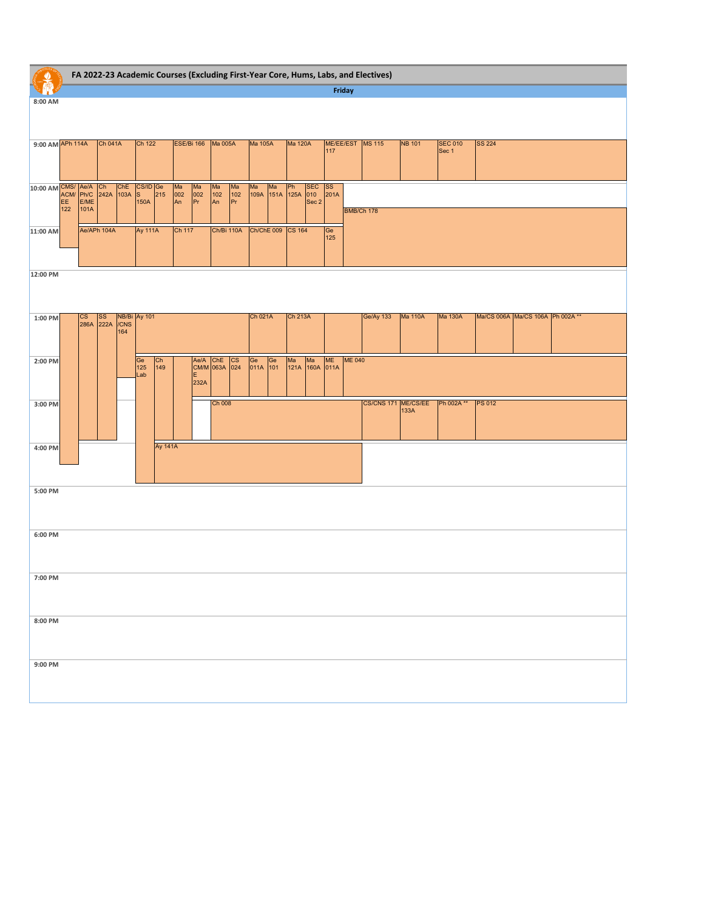# FA 2022-23 Academic Courses (Excluding First-Year Core, Hums, Labs, and Electives)

## Friday

| Time | Courses |
|---|---|
| 8:00 AM | |
| 9:00 AM | APh 114A, Ch 041A, Ch 122, ESE/Bi 166, Ma 005A, Ma 105A, Ma 120A, ME/EE/EST 117, MS 115, NB 101, SEC 010 Sec 1, SS 224 |
| 10:00 AM | CMS/ACM/EE 122, Ae/APh/CE/ME 101A, Ch 242A, ChE 103A, CS/IDS 150A, Ge 215, Ma 002 An, Ma 002 Pr, Ma 102 An, Ma 102 Pr, Ma 109A, Ma 151A, Ph 125A, SEC 010 Sec 2, SS 201A, BMB/Ch 178 |
| 11:00 AM | Ae/APh 104A, Ay 111A, Ch 117, Ch/Bi 110A, Ch/ChE 009, CS 164, Ge 125 |
| 12:00 PM | |
| 1:00 PM | CS 286A, SS 222A, NB/Bi/CNS 164, Ay 101, Ch 021A, Ch 213A, Ge/Ay 133, Ma 110A, Ma 130A, Ma/CS 006A, Ma/CS 106A, Ph 002A ** |
| 2:00 PM | Ge 125 Lab, Ch 149, Ae/ACM/ME 232A, ChE 063A, CS 024, Ge 011A, Ge 101, Ma 121A, Ma 160A, ME 011A, ME 040 |
| 3:00 PM | Ch 008, CS/CNS 171, ME/CS/EE 133A, Ph 002A **, PS 012 |
| 4:00 PM | Ay 141A |
| 5:00 PM | |
| 6:00 PM | |
| 7:00 PM | |
| 8:00 PM | |
| 9:00 PM | |